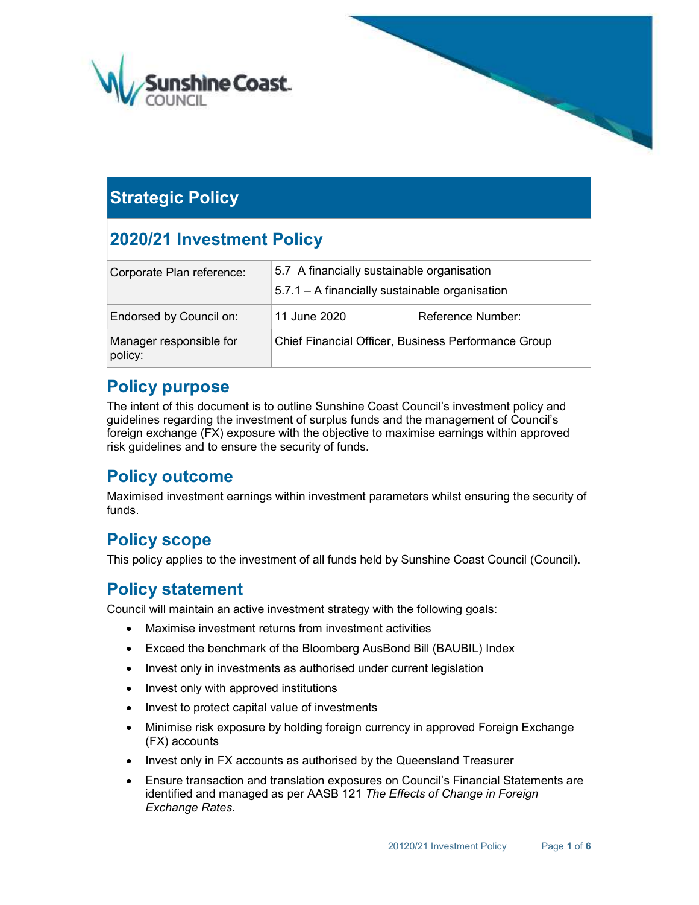# Strategic Policy

## 2020/21 Investment Policy

| Corporate Plan reference: | 5.7 A financially sustainable organisation<br>5.7.1 – A financially sustainable organisation |
|---|---|
| Endorsed by Council on: | 11 June 2020 Reference Number: |
| Manager responsible for policy: | Chief Financial Officer, Business Performance Group |

## Policy purpose

The intent of this document is to outline Sunshine Coast Council's investment policy and guidelines regarding the investment of surplus funds and the management of Council's foreign exchange (FX) exposure with the objective to maximise earnings within approved risk guidelines and to ensure the security of funds.

## Policy outcome

Maximised investment earnings within investment parameters whilst ensuring the security of funds.

## Policy scope

This policy applies to the investment of all funds held by Sunshine Coast Council (Council).

## Policy statement

Council will maintain an active investment strategy with the following goals:

- Maximise investment returns from investment activities
- Exceed the benchmark of the Bloomberg AusBond Bill (BAUBIL) Index
- Invest only in investments as authorised under current legislation
- Invest only with approved institutions
- Invest to protect capital value of investments
- Minimise risk exposure by holding foreign currency in approved Foreign Exchange (FX) accounts
- Invest only in FX accounts as authorised by the Queensland Treasurer
- Ensure transaction and translation exposures on Council's Financial Statements are identified and managed as per AASB 121 *The Effects of Change in Foreign Exchange Rates.*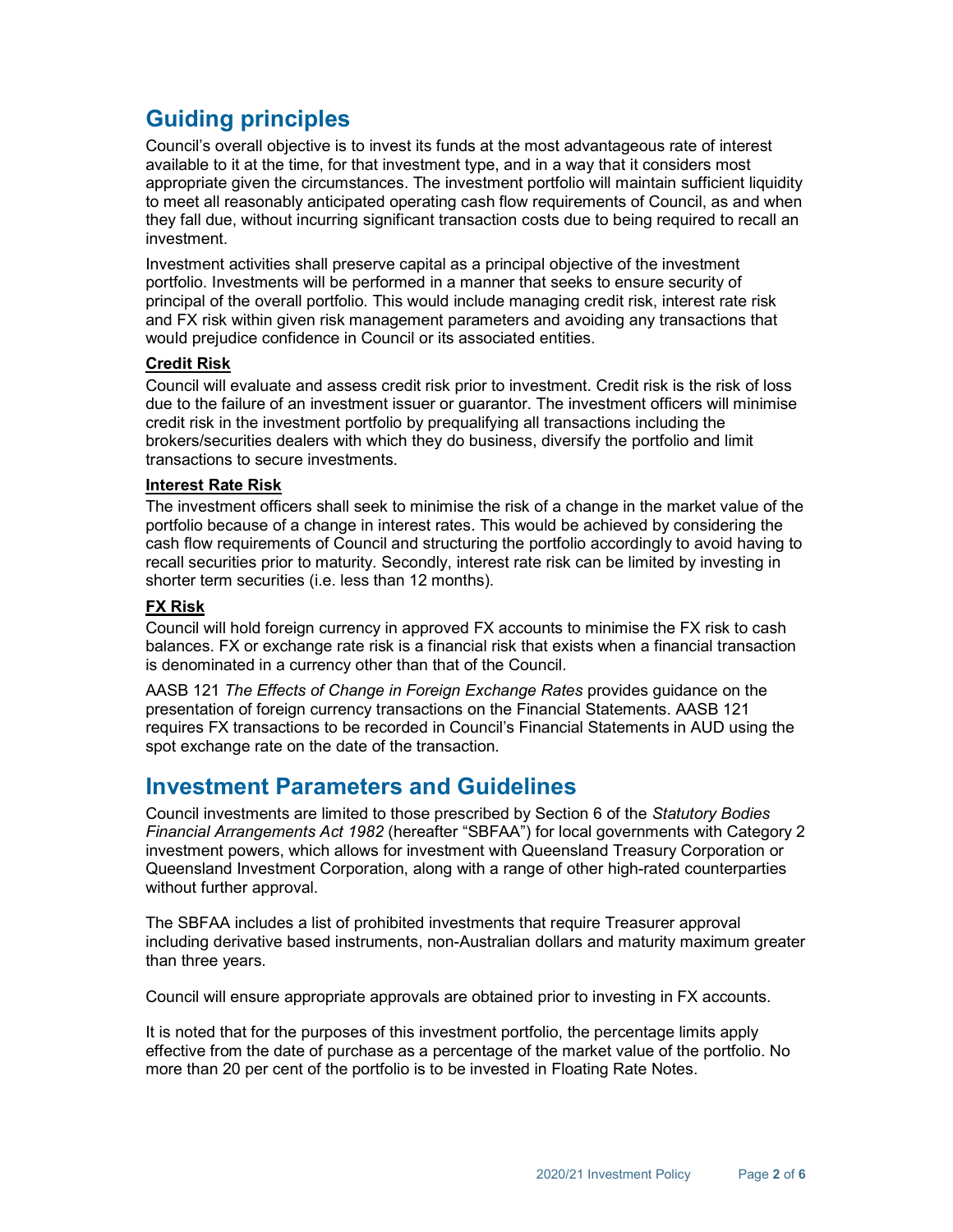## Guiding principles

Council's overall objective is to invest its funds at the most advantageous rate of interest available to it at the time, for that investment type, and in a way that it considers most appropriate given the circumstances. The investment portfolio will maintain sufficient liquidity to meet all reasonably anticipated operating cash flow requirements of Council, as and when they fall due, without incurring significant transaction costs due to being required to recall an investment.

Investment activities shall preserve capital as a principal objective of the investment portfolio. Investments will be performed in a manner that seeks to ensure security of principal of the overall portfolio. This would include managing credit risk, interest rate risk and FX risk within given risk management parameters and avoiding any transactions that would prejudice confidence in Council or its associated entities.

### Credit Risk

Council will evaluate and assess credit risk prior to investment. Credit risk is the risk of loss due to the failure of an investment issuer or guarantor. The investment officers will minimise credit risk in the investment portfolio by prequalifying all transactions including the brokers/securities dealers with which they do business, diversify the portfolio and limit transactions to secure investments.

### Interest Rate Risk

The investment officers shall seek to minimise the risk of a change in the market value of the portfolio because of a change in interest rates. This would be achieved by considering the cash flow requirements of Council and structuring the portfolio accordingly to avoid having to recall securities prior to maturity. Secondly, interest rate risk can be limited by investing in shorter term securities (i.e. less than 12 months).

### FX Risk

Council will hold foreign currency in approved FX accounts to minimise the FX risk to cash balances. FX or exchange rate risk is a financial risk that exists when a financial transaction is denominated in a currency other than that of the Council.

AASB 121 *The Effects of Change in Foreign Exchange Rates* provides guidance on the presentation of foreign currency transactions on the Financial Statements. AASB 121 requires FX transactions to be recorded in Council's Financial Statements in AUD using the spot exchange rate on the date of the transaction.

## Investment Parameters and Guidelines

Council investments are limited to those prescribed by Section 6 of the *Statutory Bodies Financial Arrangements Act 1982* (hereafter "SBFAA") for local governments with Category 2 investment powers, which allows for investment with Queensland Treasury Corporation or Queensland Investment Corporation, along with a range of other high-rated counterparties without further approval.

The SBFAA includes a list of prohibited investments that require Treasurer approval including derivative based instruments, non-Australian dollars and maturity maximum greater than three years.

Council will ensure appropriate approvals are obtained prior to investing in FX accounts.

It is noted that for the purposes of this investment portfolio, the percentage limits apply effective from the date of purchase as a percentage of the market value of the portfolio. No more than 20 per cent of the portfolio is to be invested in Floating Rate Notes.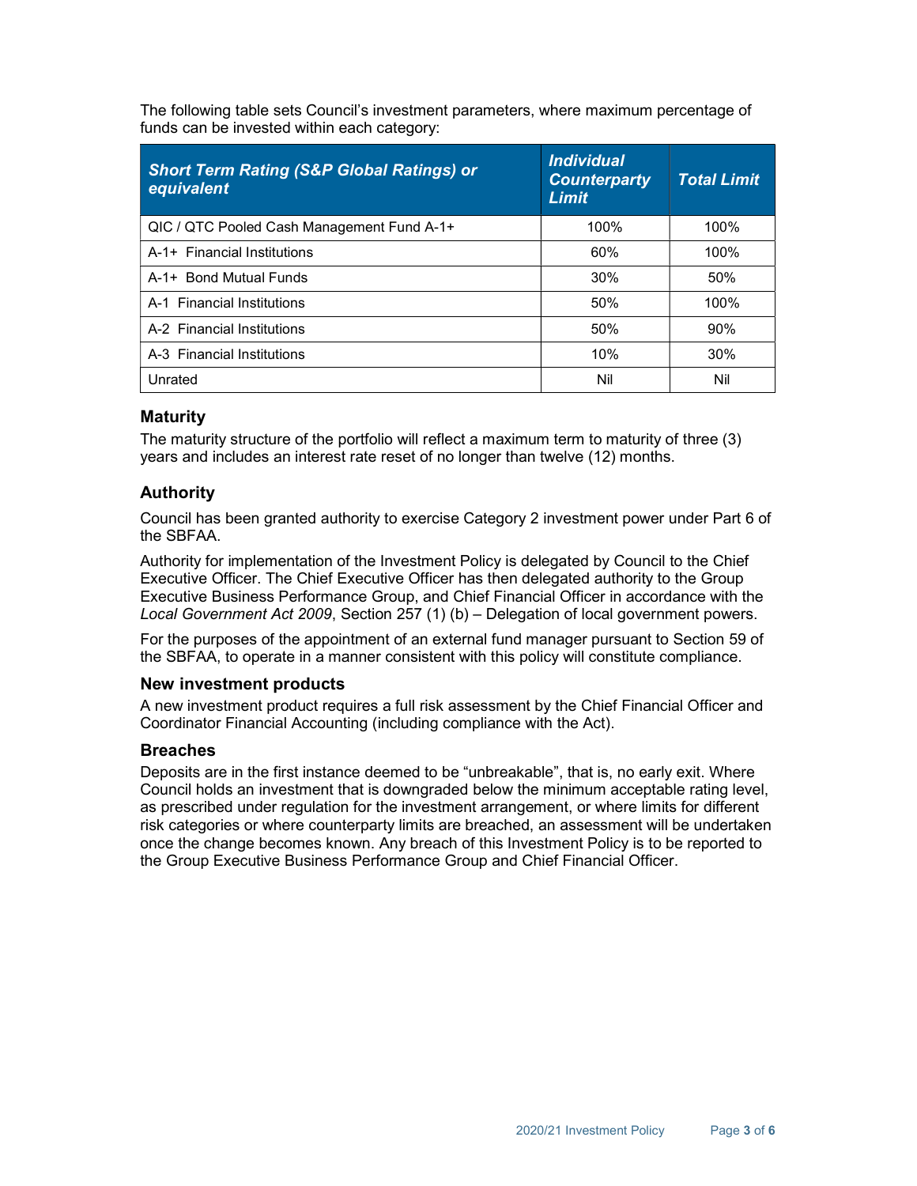The following table sets Council's investment parameters, where maximum percentage of funds can be invested within each category:

| *Short Term Rating (S&P Global Ratings) or equivalent* | *Individual Counterparty Limit* | *Total Limit* |
|---|---|---|
| QIC / QTC Pooled Cash Management Fund A-1+ | 100% | 100% |
| A-1+ Financial Institutions | 60% | 100% |
| A-1+ Bond Mutual Funds | 30% | 50% |
| A-1 Financial Institutions | 50% | 100% |
| A-2 Financial Institutions | 50% | 90% |
| A-3 Financial Institutions | 10% | 30% |
| Unrated | Nil | Nil |

## Maturity

The maturity structure of the portfolio will reflect a maximum term to maturity of three (3) years and includes an interest rate reset of no longer than twelve (12) months.

## Authority

Council has been granted authority to exercise Category 2 investment power under Part 6 of the SBFAA.

Authority for implementation of the Investment Policy is delegated by Council to the Chief Executive Officer. The Chief Executive Officer has then delegated authority to the Group Executive Business Performance Group, and Chief Financial Officer in accordance with the *Local Government Act 2009*, Section 257 (1) (b) – Delegation of local government powers.

For the purposes of the appointment of an external fund manager pursuant to Section 59 of the SBFAA, to operate in a manner consistent with this policy will constitute compliance.

### New investment products

A new investment product requires a full risk assessment by the Chief Financial Officer and Coordinator Financial Accounting (including compliance with the Act).

### Breaches

Deposits are in the first instance deemed to be "unbreakable", that is, no early exit. Where Council holds an investment that is downgraded below the minimum acceptable rating level, as prescribed under regulation for the investment arrangement, or where limits for different risk categories or where counterparty limits are breached, an assessment will be undertaken once the change becomes known. Any breach of this Investment Policy is to be reported to the Group Executive Business Performance Group and Chief Financial Officer.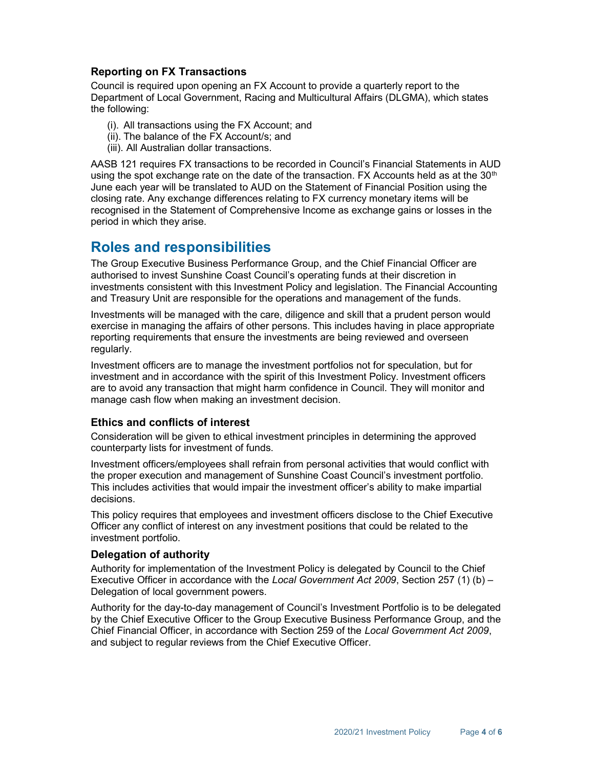### Reporting on FX Transactions

Council is required upon opening an FX Account to provide a quarterly report to the Department of Local Government, Racing and Multicultural Affairs (DLGMA), which states the following:

(i). All transactions using the FX Account; and
(ii). The balance of the FX Account/s; and
(iii). All Australian dollar transactions.

AASB 121 requires FX transactions to be recorded in Council's Financial Statements in AUD using the spot exchange rate on the date of the transaction. FX Accounts held as at the 30th June each year will be translated to AUD on the Statement of Financial Position using the closing rate. Any exchange differences relating to FX currency monetary items will be recognised in the Statement of Comprehensive Income as exchange gains or losses in the period in which they arise.

## Roles and responsibilities

The Group Executive Business Performance Group, and the Chief Financial Officer are authorised to invest Sunshine Coast Council's operating funds at their discretion in investments consistent with this Investment Policy and legislation. The Financial Accounting and Treasury Unit are responsible for the operations and management of the funds.

Investments will be managed with the care, diligence and skill that a prudent person would exercise in managing the affairs of other persons. This includes having in place appropriate reporting requirements that ensure the investments are being reviewed and overseen regularly.

Investment officers are to manage the investment portfolios not for speculation, but for investment and in accordance with the spirit of this Investment Policy. Investment officers are to avoid any transaction that might harm confidence in Council. They will monitor and manage cash flow when making an investment decision.

### Ethics and conflicts of interest

Consideration will be given to ethical investment principles in determining the approved counterparty lists for investment of funds.

Investment officers/employees shall refrain from personal activities that would conflict with the proper execution and management of Sunshine Coast Council's investment portfolio. This includes activities that would impair the investment officer's ability to make impartial decisions.

This policy requires that employees and investment officers disclose to the Chief Executive Officer any conflict of interest on any investment positions that could be related to the investment portfolio.

### Delegation of authority

Authority for implementation of the Investment Policy is delegated by Council to the Chief Executive Officer in accordance with the *Local Government Act 2009*, Section 257 (1) (b) – Delegation of local government powers.

Authority for the day-to-day management of Council's Investment Portfolio is to be delegated by the Chief Executive Officer to the Group Executive Business Performance Group, and the Chief Financial Officer, in accordance with Section 259 of the *Local Government Act 2009*, and subject to regular reviews from the Chief Executive Officer.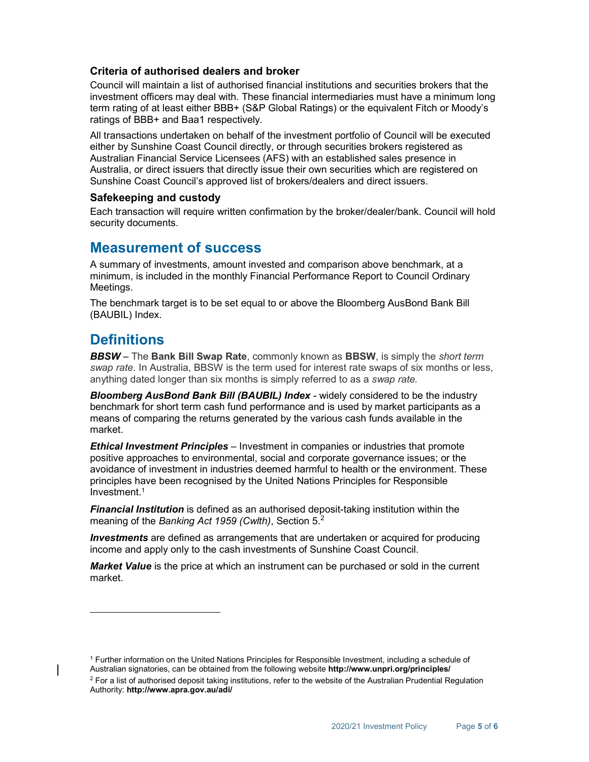### Criteria of authorised dealers and broker

Council will maintain a list of authorised financial institutions and securities brokers that the investment officers may deal with. These financial intermediaries must have a minimum long term rating of at least either BBB+ (S&P Global Ratings) or the equivalent Fitch or Moody's ratings of BBB+ and Baa1 respectively.

All transactions undertaken on behalf of the investment portfolio of Council will be executed either by Sunshine Coast Council directly, or through securities brokers registered as Australian Financial Service Licensees (AFS) with an established sales presence in Australia, or direct issuers that directly issue their own securities which are registered on Sunshine Coast Council's approved list of brokers/dealers and direct issuers.

### Safekeeping and custody

Each transaction will require written confirmation by the broker/dealer/bank. Council will hold security documents.

## Measurement of success

A summary of investments, amount invested and comparison above benchmark, at a minimum, is included in the monthly Financial Performance Report to Council Ordinary Meetings.

The benchmark target is to be set equal to or above the Bloomberg AusBond Bank Bill (BAUBIL) Index.

## Definitions

***BBSW*** – The **Bank Bill Swap Rate**, commonly known as **BBSW**, is simply the *short term swap rate*. In Australia, BBSW is the term used for interest rate swaps of six months or less, anything dated longer than six months is simply referred to as a *swap rate.*

***Bloomberg AusBond Bank Bill (BAUBIL) Index*** - widely considered to be the industry benchmark for short term cash fund performance and is used by market participants as a means of comparing the returns generated by the various cash funds available in the market.

***Ethical Investment Principles*** – Investment in companies or industries that promote positive approaches to environmental, social and corporate governance issues; or the avoidance of investment in industries deemed harmful to health or the environment. These principles have been recognised by the United Nations Principles for Responsible Investment.[1]

***Financial Institution*** is defined as an authorised deposit-taking institution within the meaning of the *Banking Act 1959 (Cwlth)*, Section 5.[2]

***Investments*** are defined as arrangements that are undertaken or acquired for producing income and apply only to the cash investments of Sunshine Coast Council.

***Market Value*** is the price at which an instrument can be purchased or sold in the current market.

---

[1] Further information on the United Nations Principles for Responsible Investment, including a schedule of Australian signatories, can be obtained from the following website **http://www.unpri.org/principles/**

[2] For a list of authorised deposit taking institutions, refer to the website of the Australian Prudential Regulation Authority: **http://www.apra.gov.au/adi/**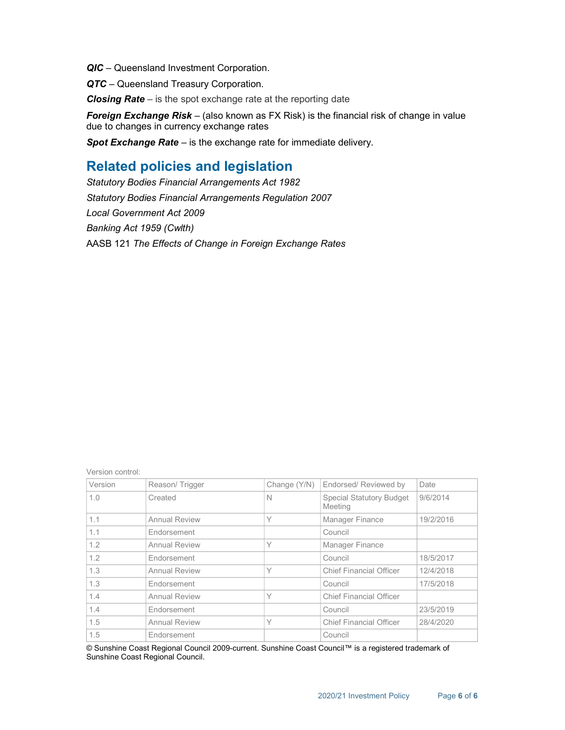***QIC*** – Queensland Investment Corporation.

***QTC*** – Queensland Treasury Corporation.

***Closing Rate*** – is the spot exchange rate at the reporting date

***Foreign Exchange Risk*** – (also known as FX Risk) is the financial risk of change in value due to changes in currency exchange rates

***Spot Exchange Rate*** – is the exchange rate for immediate delivery.

## Related policies and legislation

*Statutory Bodies Financial Arrangements Act 1982*

*Statutory Bodies Financial Arrangements Regulation 2007*

*Local Government Act 2009*

*Banking Act 1959 (Cwlth)*

AASB 121 *The Effects of Change in Foreign Exchange Rates*

Version control:

| Version | Reason/ Trigger | Change (Y/N) | Endorsed/ Reviewed by | Date |
|---|---|---|---|---|
| 1.0 | Created | N | Special Statutory Budget Meeting | 9/6/2014 |
| 1.1 | Annual Review | Y | Manager Finance | 19/2/2016 |
| 1.1 | Endorsement | | Council | |
| 1.2 | Annual Review | Y | Manager Finance | |
| 1.2 | Endorsement | | Council | 18/5/2017 |
| 1.3 | Annual Review | Y | Chief Financial Officer | 12/4/2018 |
| 1.3 | Endorsement | | Council | 17/5/2018 |
| 1.4 | Annual Review | Y | Chief Financial Officer | |
| 1.4 | Endorsement | | Council | 23/5/2019 |
| 1.5 | Annual Review | Y | Chief Financial Officer | 28/4/2020 |
| 1.5 | Endorsement | | Council | |

© Sunshine Coast Regional Council 2009-current. Sunshine Coast Council™ is a registered trademark of Sunshine Coast Regional Council.